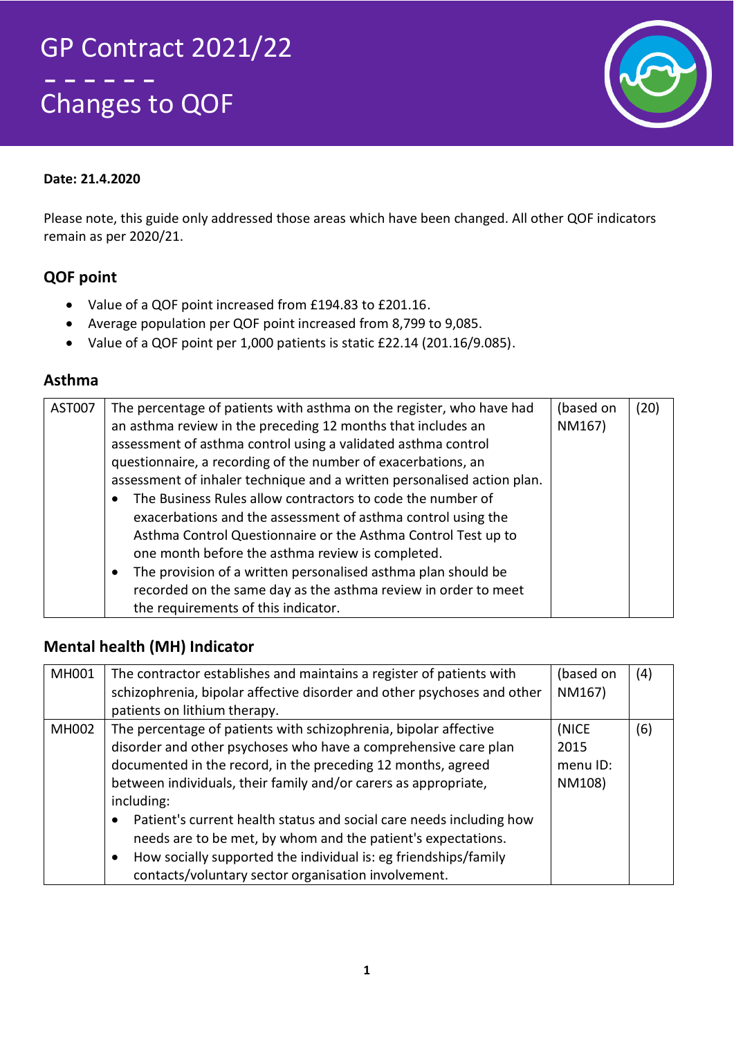# GP Contract 2021/22

## Changes to QOF

**Date: 21.4.2020**

Please note, this guide only addressed those areas which have been changed. All other QOF indicators remain as per 2020/21.

### QOF point

- Value of a QOF point increased from £194.83 to £201.16.
- Average population per QOF point increased from 8,799 to 9,085.
- Value of a QOF point per 1,000 patients is static £22.14 (201.16/9.085).

### Asthma

| | | | |
|---|---|---|---|
| AST007 | The percentage of patients with asthma on the register, who have had an asthma review in the preceding 12 months that includes an assessment of asthma control using a validated asthma control questionnaire, a recording of the number of exacerbations, an assessment of inhaler technique and a written personalised action plan.<br>• The Business Rules allow contractors to code the number of exacerbations and the assessment of asthma control using the Asthma Control Questionnaire or the Asthma Control Test up to one month before the asthma review is completed.<br>• The provision of a written personalised asthma plan should be recorded on the same day as the asthma review in order to meet the requirements of this indicator. | (based on NM167) | (20) |

### Mental health (MH) Indicator

| | | | |
|---|---|---|---|
| MH001 | The contractor establishes and maintains a register of patients with schizophrenia, bipolar affective disorder and other psychoses and other patients on lithium therapy. | (based on NM167) | (4) |
| MH002 | The percentage of patients with schizophrenia, bipolar affective disorder and other psychoses who have a comprehensive care plan documented in the record, in the preceding 12 months, agreed between individuals, their family and/or carers as appropriate, including:<br>• Patient's current health status and social care needs including how needs are to be met, by whom and the patient's expectations.<br>• How socially supported the individual is: eg friendships/family contacts/voluntary sector organisation involvement. | (NICE 2015 menu ID: NM108) | (6) |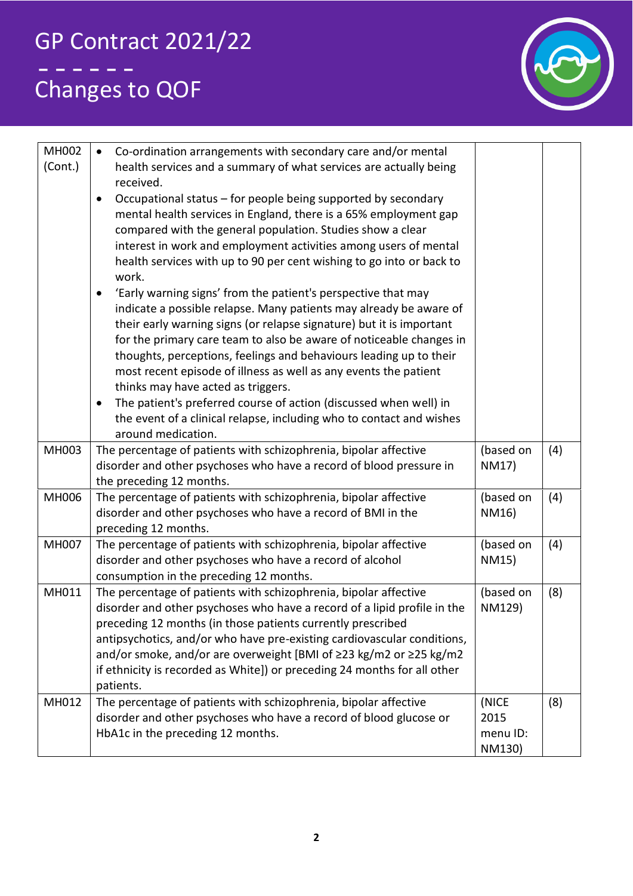| | | | |
|---|---|---|---|
| MH002 (Cont.) | • Co-ordination arrangements with secondary care and/or mental health services and a summary of what services are actually being received.<br>• Occupational status – for people being supported by secondary mental health services in England, there is a 65% employment gap compared with the general population. Studies show a clear interest in work and employment activities among users of mental health services with up to 90 per cent wishing to go into or back to work.<br>• 'Early warning signs' from the patient's perspective that may indicate a possible relapse. Many patients may already be aware of their early warning signs (or relapse signature) but it is important for the primary care team to also be aware of noticeable changes in thoughts, perceptions, feelings and behaviours leading up to their most recent episode of illness as well as any events the patient thinks may have acted as triggers.<br>• The patient's preferred course of action (discussed when well) in the event of a clinical relapse, including who to contact and wishes around medication. | | |
| MH003 | The percentage of patients with schizophrenia, bipolar affective disorder and other psychoses who have a record of blood pressure in the preceding 12 months. | (based on NM17) | (4) |
| MH006 | The percentage of patients with schizophrenia, bipolar affective disorder and other psychoses who have a record of BMI in the preceding 12 months. | (based on NM16) | (4) |
| MH007 | The percentage of patients with schizophrenia, bipolar affective disorder and other psychoses who have a record of alcohol consumption in the preceding 12 months. | (based on NM15) | (4) |
| MH011 | The percentage of patients with schizophrenia, bipolar affective disorder and other psychoses who have a record of a lipid profile in the preceding 12 months (in those patients currently prescribed antipsychotics, and/or who have pre-existing cardiovascular conditions, and/or smoke, and/or are overweight [BMI of ≥23 kg/m2 or ≥25 kg/m2 if ethnicity is recorded as White]) or preceding 24 months for all other patients. | (based on NM129) | (8) |
| MH012 | The percentage of patients with schizophrenia, bipolar affective disorder and other psychoses who have a record of blood glucose or HbA1c in the preceding 12 months. | (NICE 2015 menu ID: NM130) | (8) |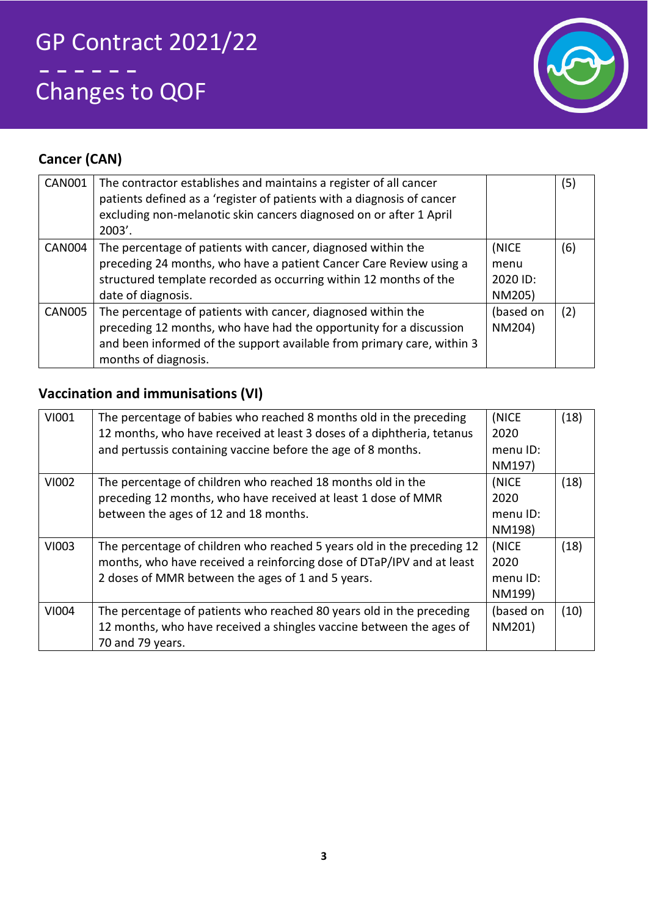## Cancer (CAN)

| | | | |
|---|---|---|---|
| CAN001 | The contractor establishes and maintains a register of all cancer patients defined as a 'register of patients with a diagnosis of cancer excluding non-melanotic skin cancers diagnosed on or after 1 April 2003'. | | (5) |
| CAN004 | The percentage of patients with cancer, diagnosed within the preceding 24 months, who have a patient Cancer Care Review using a structured template recorded as occurring within 12 months of the date of diagnosis. | (NICE menu 2020 ID: NM205) | (6) |
| CAN005 | The percentage of patients with cancer, diagnosed within the preceding 12 months, who have had the opportunity for a discussion and been informed of the support available from primary care, within 3 months of diagnosis. | (based on NM204) | (2) |

## Vaccination and immunisations (VI)

| | | | |
|---|---|---|---|
| VI001 | The percentage of babies who reached 8 months old in the preceding 12 months, who have received at least 3 doses of a diphtheria, tetanus and pertussis containing vaccine before the age of 8 months. | (NICE 2020 menu ID: NM197) | (18) |
| VI002 | The percentage of children who reached 18 months old in the preceding 12 months, who have received at least 1 dose of MMR between the ages of 12 and 18 months. | (NICE 2020 menu ID: NM198) | (18) |
| VI003 | The percentage of children who reached 5 years old in the preceding 12 months, who have received a reinforcing dose of DTaP/IPV and at least 2 doses of MMR between the ages of 1 and 5 years. | (NICE 2020 menu ID: NM199) | (18) |
| VI004 | The percentage of patients who reached 80 years old in the preceding 12 months, who have received a shingles vaccine between the ages of 70 and 79 years. | (based on NM201) | (10) |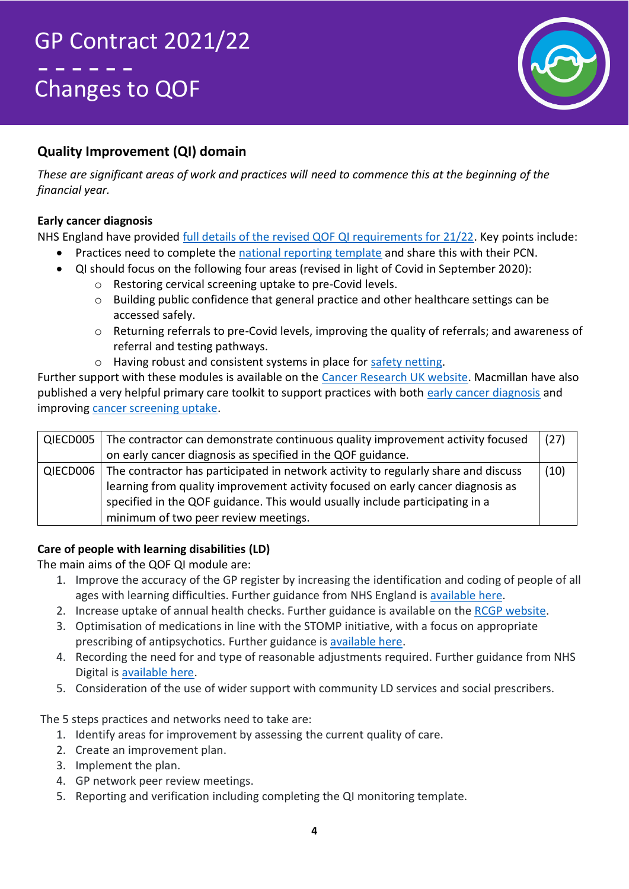## Quality Improvement (QI) domain

*These are significant areas of work and practices will need to commence this at the beginning of the financial year.*

**Early cancer diagnosis**

NHS England have provided full details of the revised QOF QI requirements for 21/22. Key points include:

- Practices need to complete the national reporting template and share this with their PCN.
- QI should focus on the following four areas (revised in light of Covid in September 2020):
  - Restoring cervical screening uptake to pre-Covid levels.
  - Building public confidence that general practice and other healthcare settings can be accessed safely.
  - Returning referrals to pre-Covid levels, improving the quality of referrals; and awareness of referral and testing pathways.
  - Having robust and consistent systems in place for safety netting.

Further support with these modules is available on the Cancer Research UK website. Macmillan have also published a very helpful primary care toolkit to support practices with both early cancer diagnosis and improving cancer screening uptake.

| | | |
|---|---|---|
| QIECD005 | The contractor can demonstrate continuous quality improvement activity focused on early cancer diagnosis as specified in the QOF guidance. | (27) |
| QIECD006 | The contractor has participated in network activity to regularly share and discuss learning from quality improvement activity focused on early cancer diagnosis as specified in the QOF guidance. This would usually include participating in a minimum of two peer review meetings. | (10) |

**Care of people with learning disabilities (LD)**

The main aims of the QOF QI module are:

1. Improve the accuracy of the GP register by increasing the identification and coding of people of all ages with learning difficulties. Further guidance from NHS England is available here.
2. Increase uptake of annual health checks. Further guidance is available on the RCGP website.
3. Optimisation of medications in line with the STOMP initiative, with a focus on appropriate prescribing of antipsychotics. Further guidance is available here.
4. Recording the need for and type of reasonable adjustments required. Further guidance from NHS Digital is available here.
5. Consideration of the use of wider support with community LD services and social prescribers.

The 5 steps practices and networks need to take are:

1. Identify areas for improvement by assessing the current quality of care.
2. Create an improvement plan.
3. Implement the plan.
4. GP network peer review meetings.
5. Reporting and verification including completing the QI monitoring template.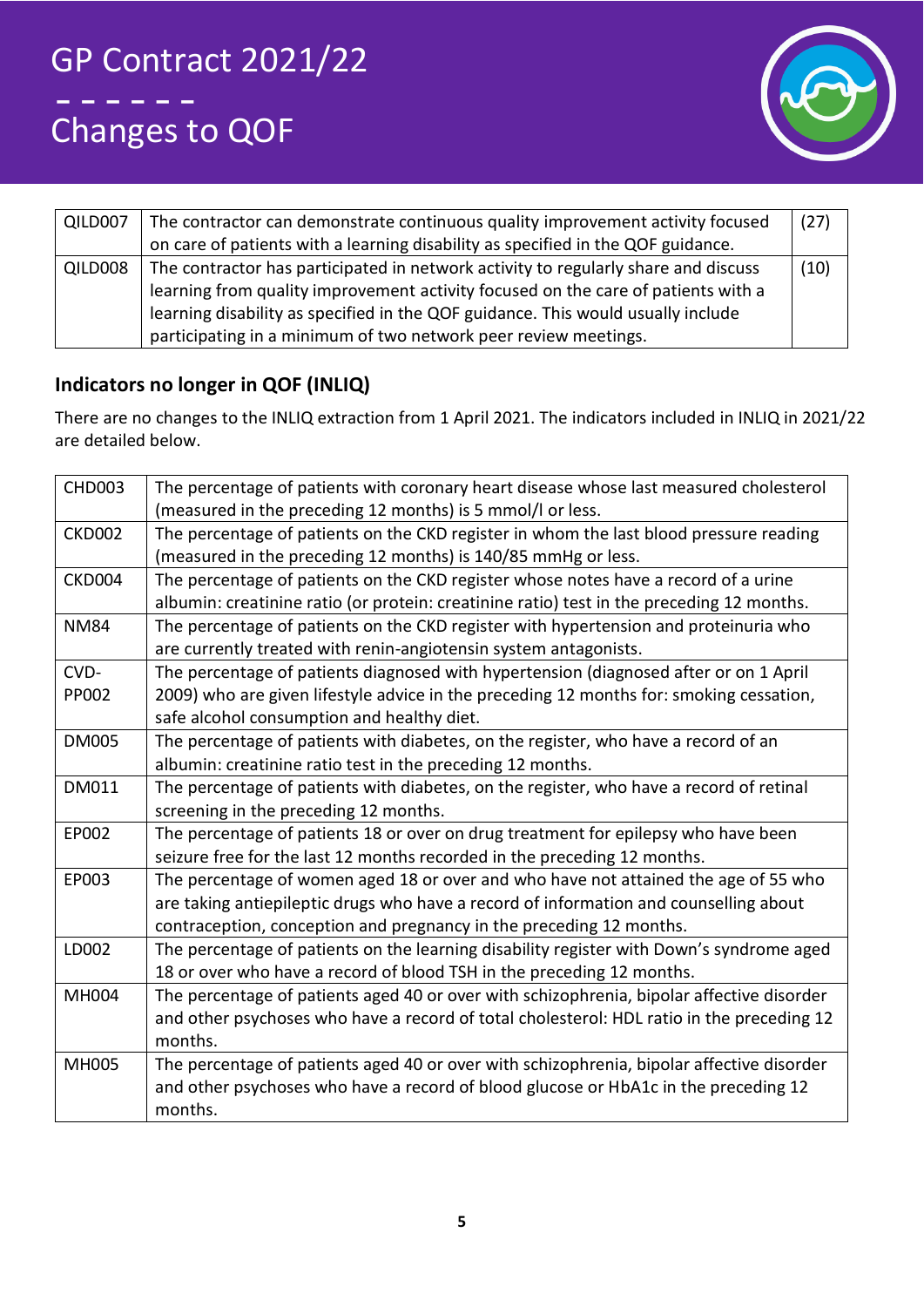| QILD007 | The contractor can demonstrate continuous quality improvement activity focused on care of patients with a learning disability as specified in the QOF guidance. | (27) |
|---|---|---|
| QILD008 | The contractor has participated in network activity to regularly share and discuss learning from quality improvement activity focused on the care of patients with a learning disability as specified in the QOF guidance. This would usually include participating in a minimum of two network peer review meetings. | (10) |

## Indicators no longer in QOF (INLIQ)

There are no changes to the INLIQ extraction from 1 April 2021. The indicators included in INLIQ in 2021/22 are detailed below.

| CHD003 | The percentage of patients with coronary heart disease whose last measured cholesterol (measured in the preceding 12 months) is 5 mmol/l or less. |
|---|---|
| CKD002 | The percentage of patients on the CKD register in whom the last blood pressure reading (measured in the preceding 12 months) is 140/85 mmHg or less. |
| CKD004 | The percentage of patients on the CKD register whose notes have a record of a urine albumin: creatinine ratio (or protein: creatinine ratio) test in the preceding 12 months. |
| NM84 | The percentage of patients on the CKD register with hypertension and proteinuria who are currently treated with renin-angiotensin system antagonists. |
| CVD-PP002 | The percentage of patients diagnosed with hypertension (diagnosed after or on 1 April 2009) who are given lifestyle advice in the preceding 12 months for: smoking cessation, safe alcohol consumption and healthy diet. |
| DM005 | The percentage of patients with diabetes, on the register, who have a record of an albumin: creatinine ratio test in the preceding 12 months. |
| DM011 | The percentage of patients with diabetes, on the register, who have a record of retinal screening in the preceding 12 months. |
| EP002 | The percentage of patients 18 or over on drug treatment for epilepsy who have been seizure free for the last 12 months recorded in the preceding 12 months. |
| EP003 | The percentage of women aged 18 or over and who have not attained the age of 55 who are taking antiepileptic drugs who have a record of information and counselling about contraception, conception and pregnancy in the preceding 12 months. |
| LD002 | The percentage of patients on the learning disability register with Down's syndrome aged 18 or over who have a record of blood TSH in the preceding 12 months. |
| MH004 | The percentage of patients aged 40 or over with schizophrenia, bipolar affective disorder and other psychoses who have a record of total cholesterol: HDL ratio in the preceding 12 months. |
| MH005 | The percentage of patients aged 40 or over with schizophrenia, bipolar affective disorder and other psychoses who have a record of blood glucose or HbA1c in the preceding 12 months. |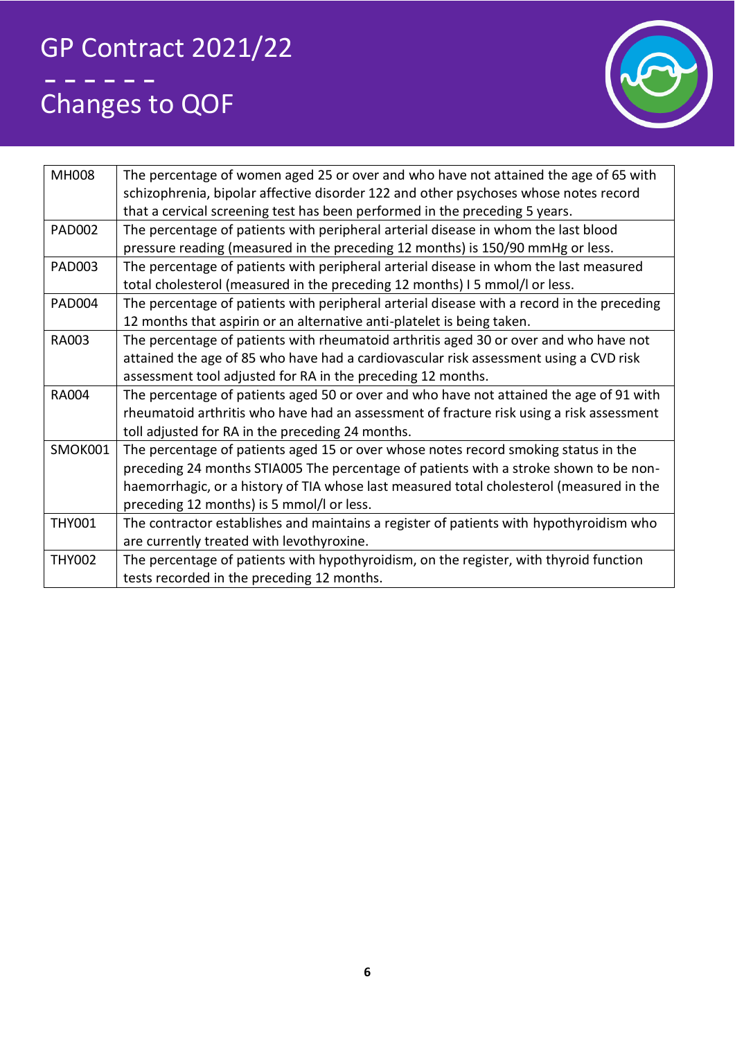| | |
|---|---|
| MH008 | The percentage of women aged 25 or over and who have not attained the age of 65 with schizophrenia, bipolar affective disorder 122 and other psychoses whose notes record that a cervical screening test has been performed in the preceding 5 years. |
| PAD002 | The percentage of patients with peripheral arterial disease in whom the last blood pressure reading (measured in the preceding 12 months) is 150/90 mmHg or less. |
| PAD003 | The percentage of patients with peripheral arterial disease in whom the last measured total cholesterol (measured in the preceding 12 months) I 5 mmol/l or less. |
| PAD004 | The percentage of patients with peripheral arterial disease with a record in the preceding 12 months that aspirin or an alternative anti-platelet is being taken. |
| RA003 | The percentage of patients with rheumatoid arthritis aged 30 or over and who have not attained the age of 85 who have had a cardiovascular risk assessment using a CVD risk assessment tool adjusted for RA in the preceding 12 months. |
| RA004 | The percentage of patients aged 50 or over and who have not attained the age of 91 with rheumatoid arthritis who have had an assessment of fracture risk using a risk assessment toll adjusted for RA in the preceding 24 months. |
| SMOK001 | The percentage of patients aged 15 or over whose notes record smoking status in the preceding 24 months STIA005 The percentage of patients with a stroke shown to be non-haemorrhagic, or a history of TIA whose last measured total cholesterol (measured in the preceding 12 months) is 5 mmol/l or less. |
| THY001 | The contractor establishes and maintains a register of patients with hypothyroidism who are currently treated with levothyroxine. |
| THY002 | The percentage of patients with hypothyroidism, on the register, with thyroid function tests recorded in the preceding 12 months. |